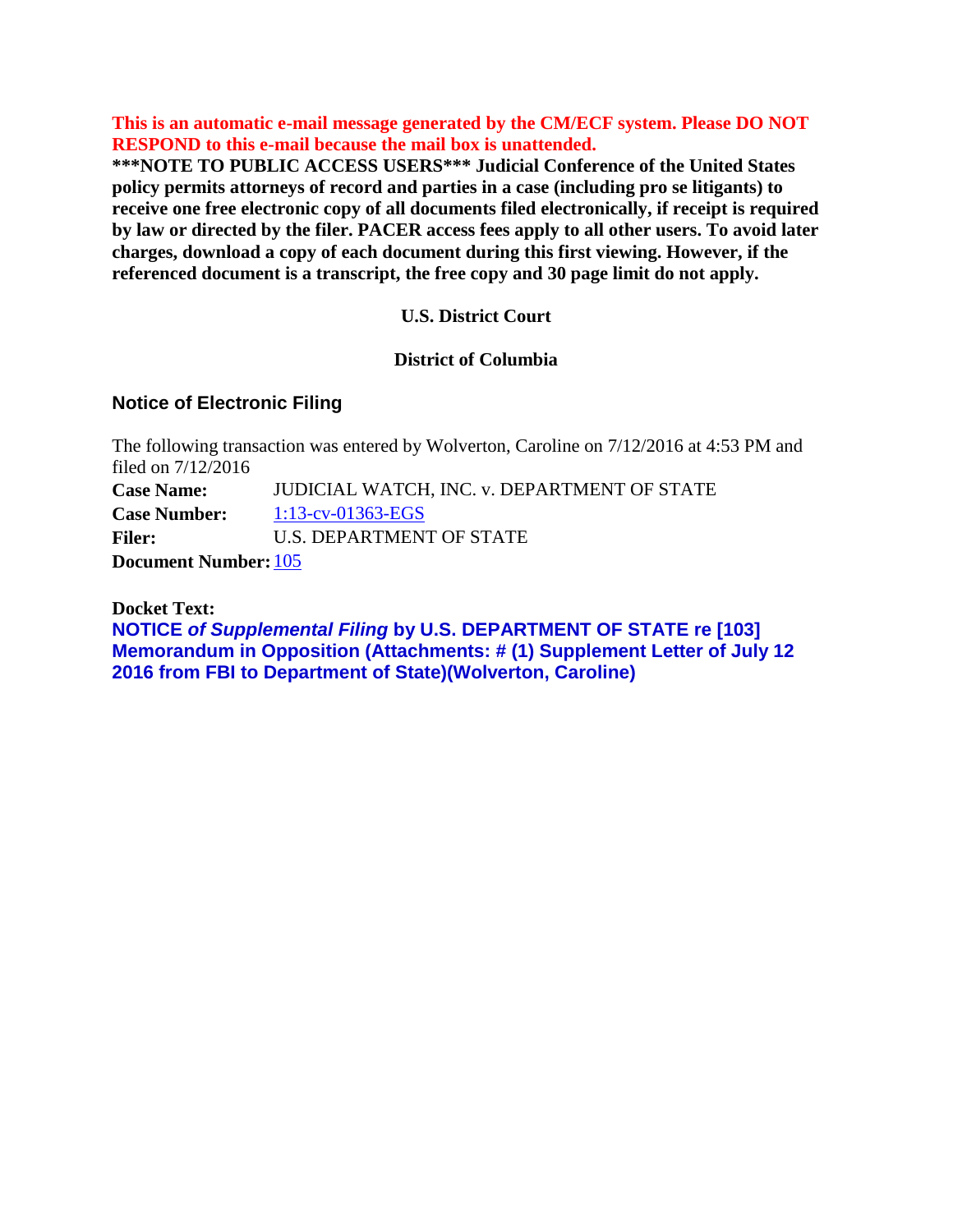**This is an automatic e-mail message generated by the CM/ECF system. Please DO NOT RESPOND to this e-mail because the mail box is unattended.**

**\*\*\*NOTE TO PUBLIC ACCESS USERS\*\*\* Judicial Conference of the United States policy permits attorneys of record and parties in a case (including pro se litigants) to receive one free electronic copy of all documents filed electronically, if receipt is required by law or directed by the filer. PACER access fees apply to all other users. To avoid later charges, download a copy of each document during this first viewing. However, if the referenced document is a transcript, the free copy and 30 page limit do not apply.**

**U.S. District Court**

**District of Columbia**

## Notice of Electronic Filing

The following transaction was entered by Wolverton, Caroline on 7/12/2016 at 4:53 PM and filed on 7/12/2016

| | |
|---|---|
| **Case Name:** | JUDICIAL WATCH, INC. v. DEPARTMENT OF STATE |
| **Case Number:** | 1:13-cv-01363-EGS |
| **Filer:** | U.S. DEPARTMENT OF STATE |
| **Document Number:** | 105 |

**Docket Text:**

**NOTICE *of Supplemental Filing* by U.S. DEPARTMENT OF STATE re [103] Memorandum in Opposition (Attachments: # (1) Supplement Letter of July 12 2016 from FBI to Department of State)(Wolverton, Caroline)**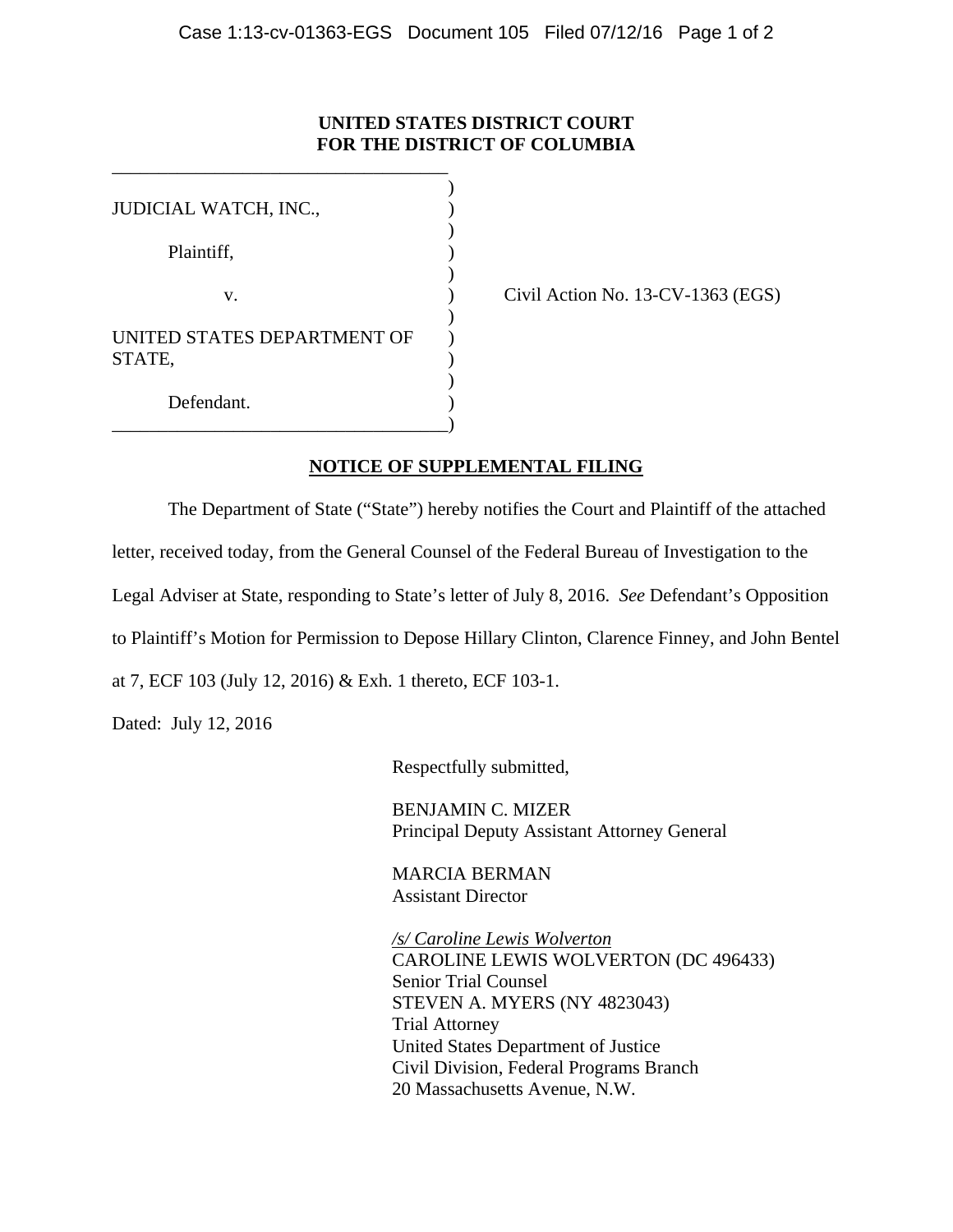**UNITED STATES DISTRICT COURT**
**FOR THE DISTRICT OF COLUMBIA**

| | | |
|---|---|---|
| JUDICIAL WATCH, INC., | ) | |
| Plaintiff, | ) | |
| v. | ) | Civil Action No. 13-CV-1363 (EGS) |
| UNITED STATES DEPARTMENT OF STATE, | ) | |
| Defendant. | ) | |

**NOTICE OF SUPPLEMENTAL FILING**

The Department of State ("State") hereby notifies the Court and Plaintiff of the attached letter, received today, from the General Counsel of the Federal Bureau of Investigation to the Legal Adviser at State, responding to State's letter of July 8, 2016. *See* Defendant's Opposition to Plaintiff's Motion for Permission to Depose Hillary Clinton, Clarence Finney, and John Bentel at 7, ECF 103 (July 12, 2016) & Exh. 1 thereto, ECF 103-1.

Dated: July 12, 2016

Respectfully submitted,

BENJAMIN C. MIZER
Principal Deputy Assistant Attorney General

MARCIA BERMAN
Assistant Director

*/s/ Caroline Lewis Wolverton*
CAROLINE LEWIS WOLVERTON (DC 496433)
Senior Trial Counsel
STEVEN A. MYERS (NY 4823043)
Trial Attorney
United States Department of Justice
Civil Division, Federal Programs Branch
20 Massachusetts Avenue, N.W.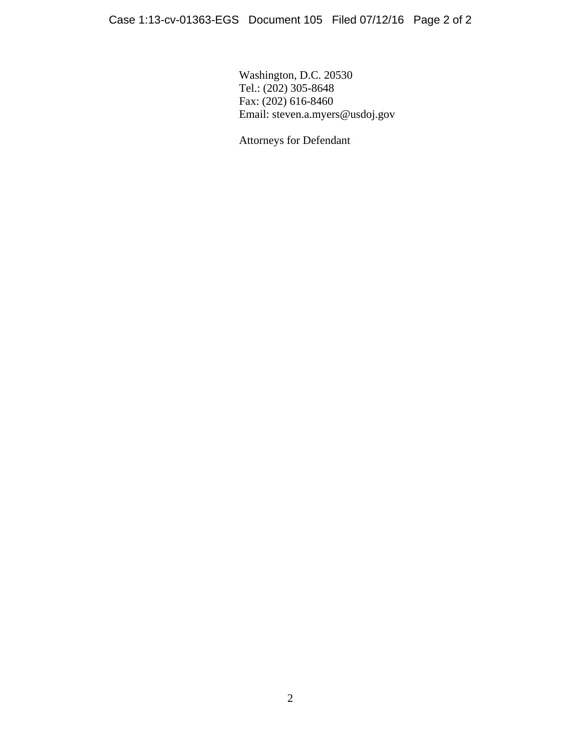Washington, D.C. 20530
Tel.: (202) 305-8648
Fax: (202) 616-8460
Email: steven.a.myers@usdoj.gov

Attorneys for Defendant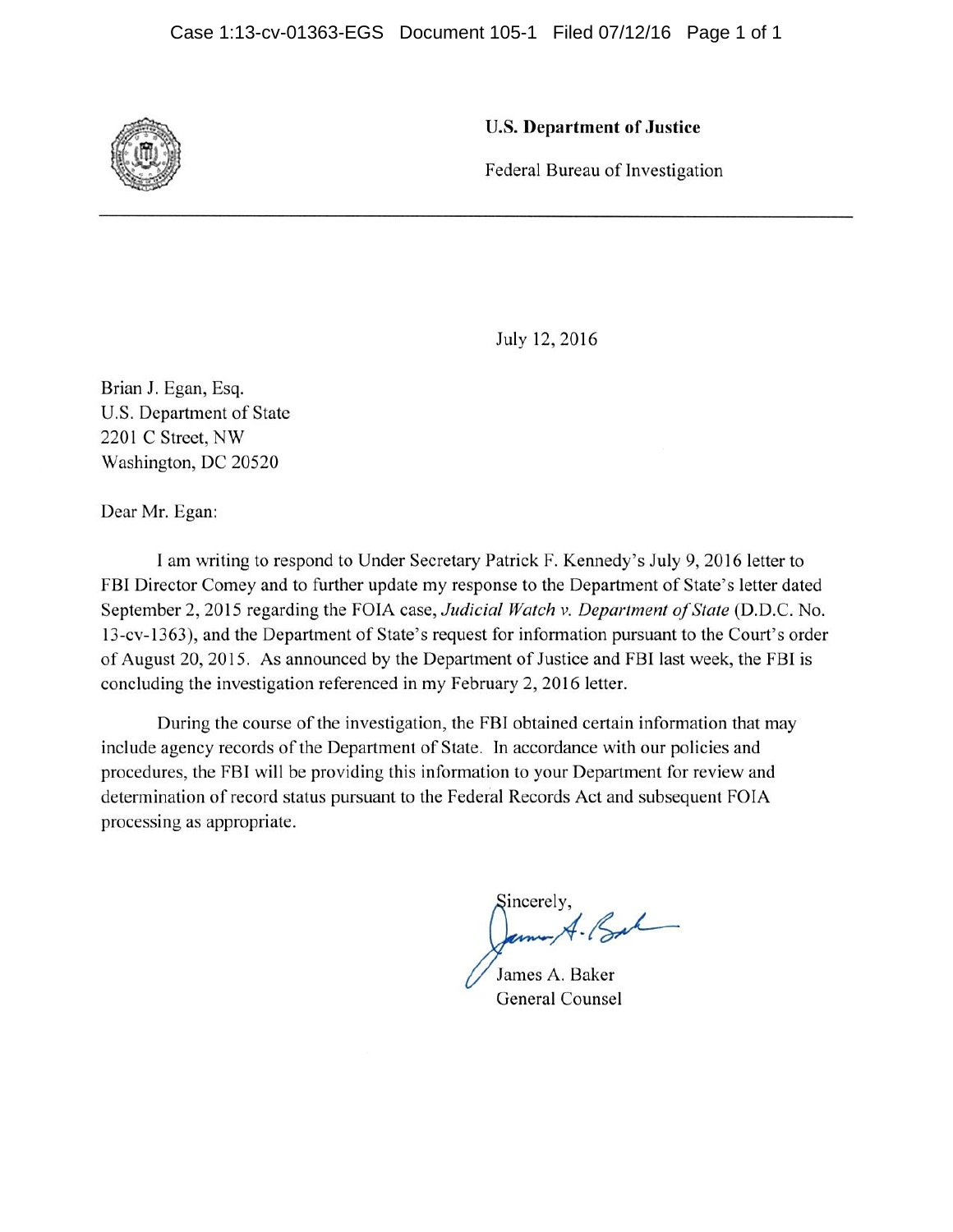**U.S. Department of Justice**

Federal Bureau of Investigation

July 12, 2016

Brian J. Egan, Esq.
U.S. Department of State
2201 C Street, NW
Washington, DC 20520

Dear Mr. Egan:

I am writing to respond to Under Secretary Patrick F. Kennedy's July 9, 2016 letter to FBI Director Comey and to further update my response to the Department of State's letter dated September 2, 2015 regarding the FOIA case, *Judicial Watch v. Department of State* (D.D.C. No. 13-cv-1363), and the Department of State's request for information pursuant to the Court's order of August 20, 2015. As announced by the Department of Justice and FBI last week, the FBI is concluding the investigation referenced in my February 2, 2016 letter.

During the course of the investigation, the FBI obtained certain information that may include agency records of the Department of State. In accordance with our policies and procedures, the FBI will be providing this information to your Department for review and determination of record status pursuant to the Federal Records Act and subsequent FOIA processing as appropriate.

Sincerely,

James A. Baker
General Counsel